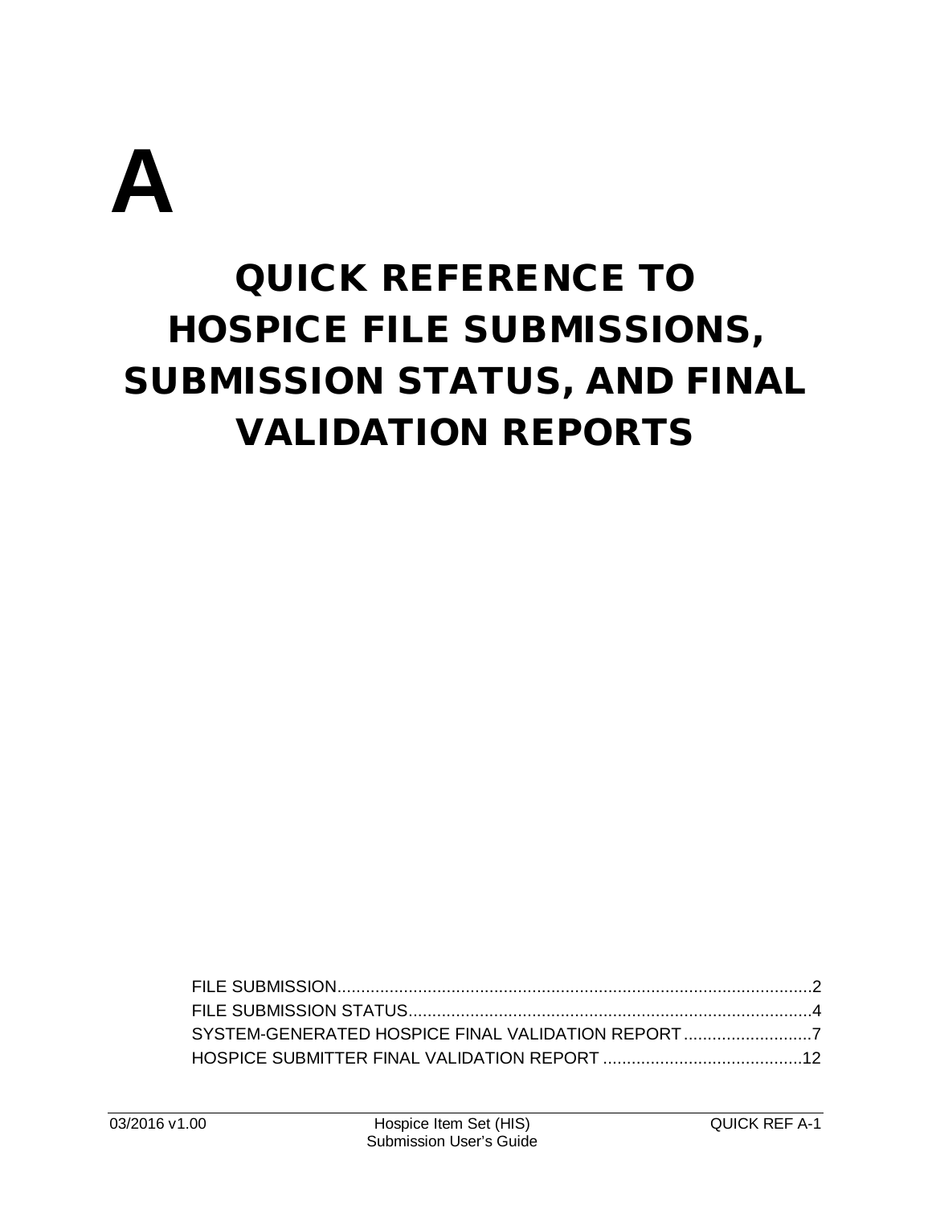# A

# QUICK REFERENCE TO HOSPICE FILE SUBMISSIONS, SUBMISSION STATUS, AND FINAL VALIDATION REPORTS

FILE SUBMISSION....................................................................................................2
FILE SUBMISSION STATUS....................................................................................4
SYSTEM-GENERATED HOSPICE FINAL VALIDATION REPORT...........................7
HOSPICE SUBMITTER FINAL VALIDATION REPORT ..........................................12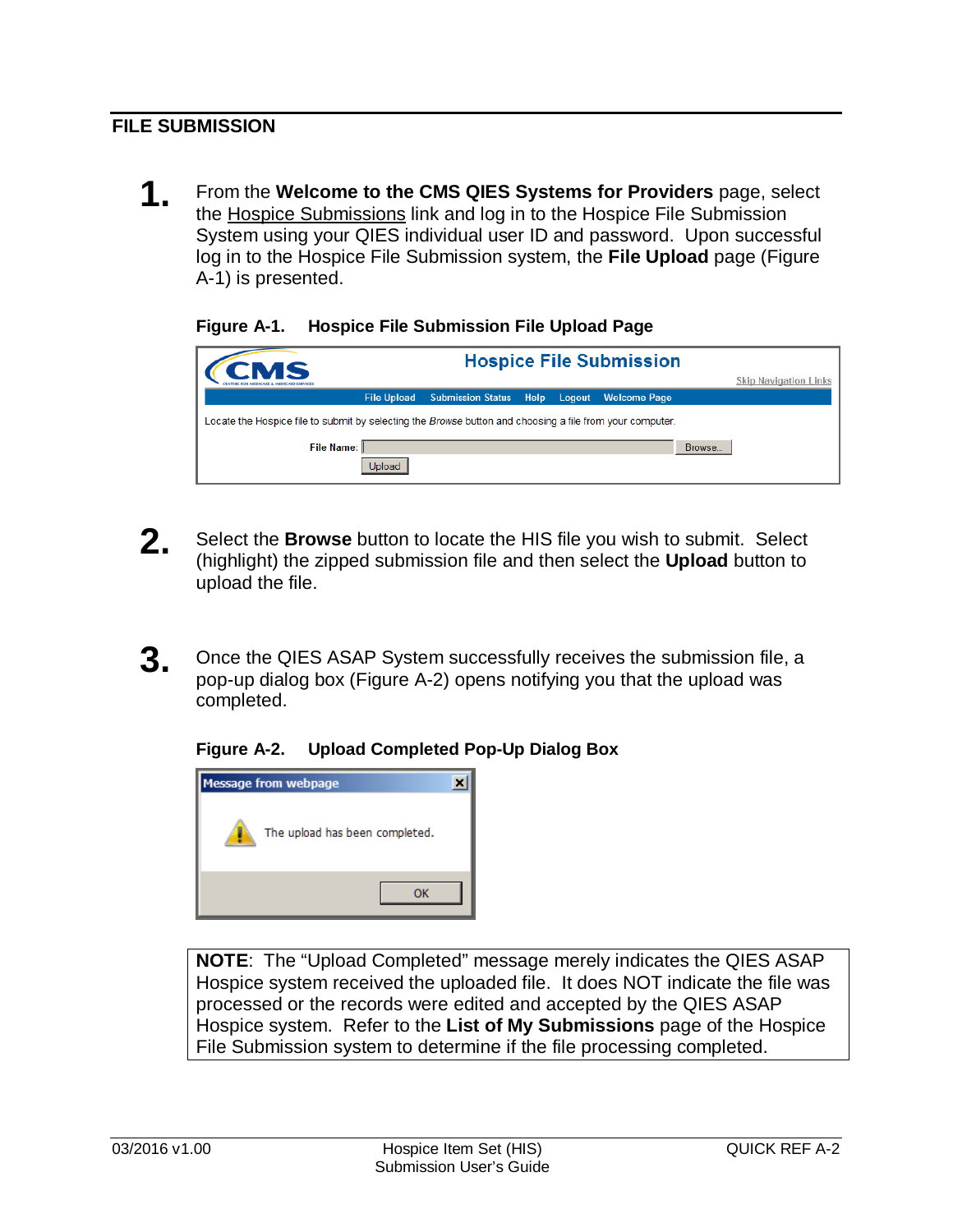## FILE SUBMISSION

1. From the **Welcome to the CMS QIES Systems for Providers** page, select the Hospice Submissions link and log in to the Hospice File Submission System using your QIES individual user ID and password. Upon successful log in to the Hospice File Submission system, the **File Upload** page (Figure A-1) is presented.

**Figure A-1. Hospice File Submission File Upload Page**

2. Select the **Browse** button to locate the HIS file you wish to submit. Select (highlight) the zipped submission file and then select the **Upload** button to upload the file.

3. Once the QIES ASAP System successfully receives the submission file, a pop-up dialog box (Figure A-2) opens notifying you that the upload was completed.

**Figure A-2. Upload Completed Pop-Up Dialog Box**

**NOTE**: The "Upload Completed" message merely indicates the QIES ASAP Hospice system received the uploaded file. It does NOT indicate the file was processed or the records were edited and accepted by the QIES ASAP Hospice system. Refer to the **List of My Submissions** page of the Hospice File Submission system to determine if the file processing completed.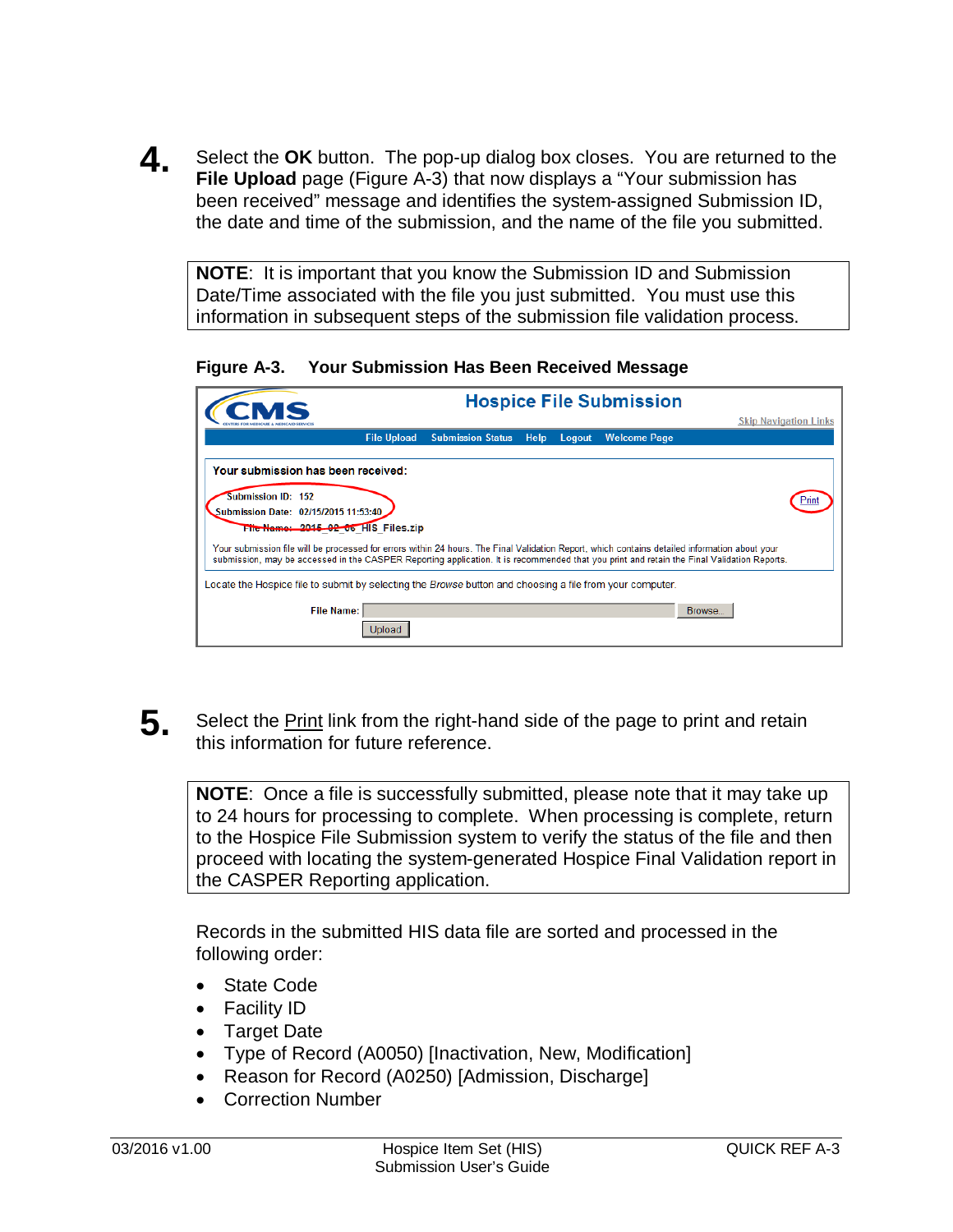**4.** Select the **OK** button. The pop-up dialog box closes. You are returned to the **File Upload** page (Figure A-3) that now displays a "Your submission has been received" message and identifies the system-assigned Submission ID, the date and time of the submission, and the name of the file you submitted.

> **NOTE**: It is important that you know the Submission ID and Submission Date/Time associated with the file you just submitted. You must use this information in subsequent steps of the submission file validation process.

**Figure A-3. Your Submission Has Been Received Message**

Hospice File Submission

Skip Navigation Links

File Upload | Submission Status | Help | Logout | Welcome Page

Your submission has been received:

Submission ID: 152
Submission Date: 02/15/2015 11:53:40
File Name: 2015_02_06_HIS_Files.zip

Print

Your submission file will be processed for errors within 24 hours. The Final Validation Report, which contains detailed information about your submission, may be accessed in the CASPER Reporting application. It is recommended that you print and retain the Final Validation Reports.

Locate the Hospice file to submit by selecting the *Browse* button and choosing a file from your computer.

File Name: [ ] Browse...

Upload

**5.** Select the Print link from the right-hand side of the page to print and retain this information for future reference.

> **NOTE**: Once a file is successfully submitted, please note that it may take up to 24 hours for processing to complete. When processing is complete, return to the Hospice File Submission system to verify the status of the file and then proceed with locating the system-generated Hospice Final Validation report in the CASPER Reporting application.

Records in the submitted HIS data file are sorted and processed in the following order:

- State Code
- Facility ID
- Target Date
- Type of Record (A0050) [Inactivation, New, Modification]
- Reason for Record (A0250) [Admission, Discharge]
- Correction Number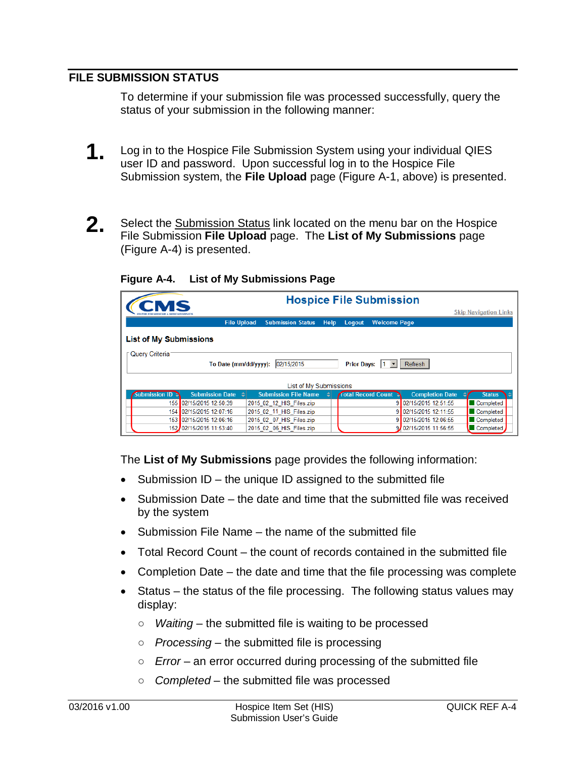## FILE SUBMISSION STATUS

To determine if your submission file was processed successfully, query the status of your submission in the following manner:

**1.** Log in to the Hospice File Submission System using your individual QIES user ID and password. Upon successful log in to the Hospice File Submission system, the **File Upload** page (Figure A-1, above) is presented.

**2.** Select the Submission Status link located on the menu bar on the Hospice File Submission **File Upload** page. The **List of My Submissions** page (Figure A-4) is presented.

**Figure A-4. List of My Submissions Page**

The **List of My Submissions** page provides the following information:

- Submission ID – the unique ID assigned to the submitted file
- Submission Date – the date and time that the submitted file was received by the system
- Submission File Name – the name of the submitted file
- Total Record Count – the count of records contained in the submitted file
- Completion Date – the date and time that the file processing was complete
- Status – the status of the file processing. The following status values may display:
  - *Waiting* – the submitted file is waiting to be processed
  - *Processing* – the submitted file is processing
  - *Error* – an error occurred during processing of the submitted file
  - *Completed* – the submitted file was processed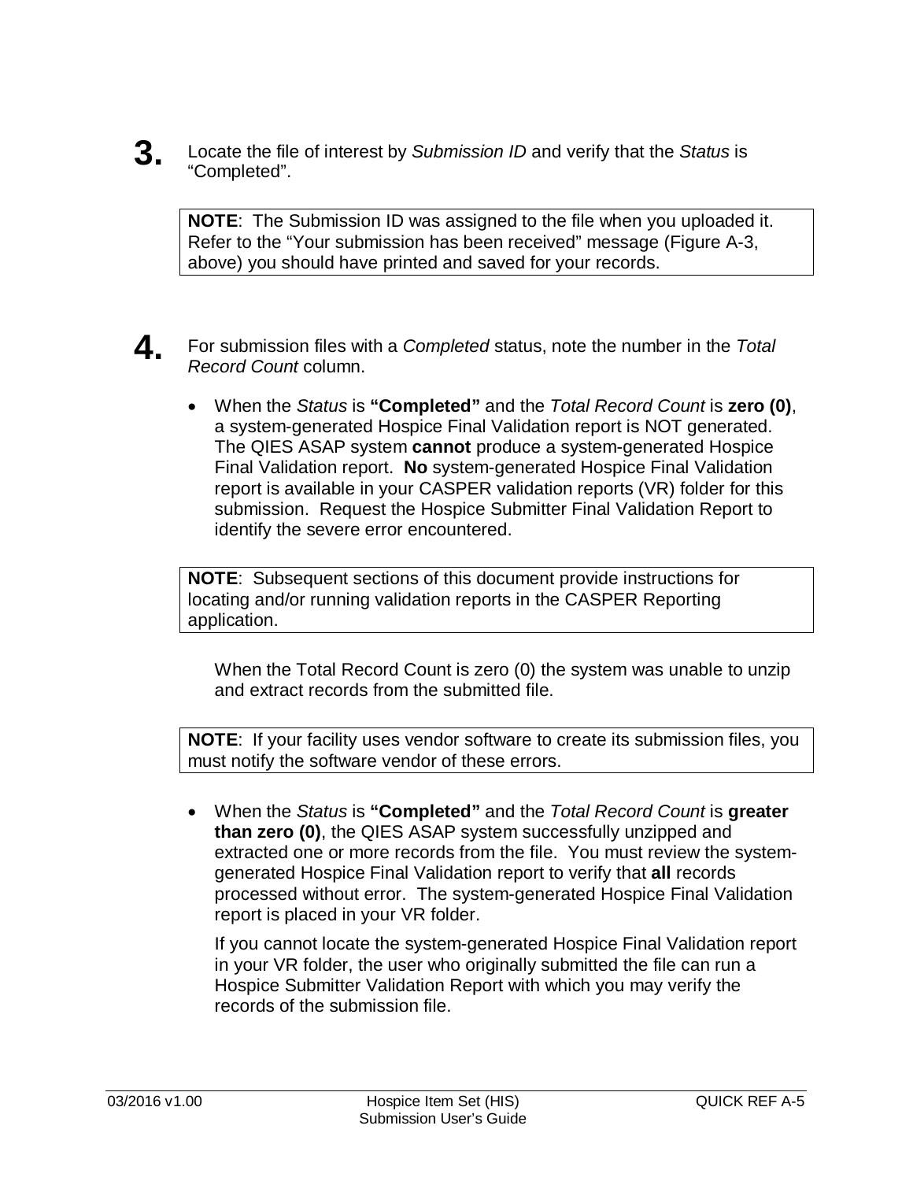**3.** Locate the file of interest by *Submission ID* and verify that the *Status* is "Completed".

> **NOTE**: The Submission ID was assigned to the file when you uploaded it. Refer to the "Your submission has been received" message (Figure A-3, above) you should have printed and saved for your records.

**4.** For submission files with a *Completed* status, note the number in the *Total Record Count* column.

- When the *Status* is **"Completed"** and the *Total Record Count* is **zero (0)**, a system-generated Hospice Final Validation report is NOT generated. The QIES ASAP system **cannot** produce a system-generated Hospice Final Validation report. **No** system-generated Hospice Final Validation report is available in your CASPER validation reports (VR) folder for this submission. Request the Hospice Submitter Final Validation Report to identify the severe error encountered.

> **NOTE**: Subsequent sections of this document provide instructions for locating and/or running validation reports in the CASPER Reporting application.

When the Total Record Count is zero (0) the system was unable to unzip and extract records from the submitted file.

> **NOTE**: If your facility uses vendor software to create its submission files, you must notify the software vendor of these errors.

- When the *Status* is **"Completed"** and the *Total Record Count* is **greater than zero (0)**, the QIES ASAP system successfully unzipped and extracted one or more records from the file. You must review the system-generated Hospice Final Validation report to verify that **all** records processed without error. The system-generated Hospice Final Validation report is placed in your VR folder.

  If you cannot locate the system-generated Hospice Final Validation report in your VR folder, the user who originally submitted the file can run a Hospice Submitter Validation Report with which you may verify the records of the submission file.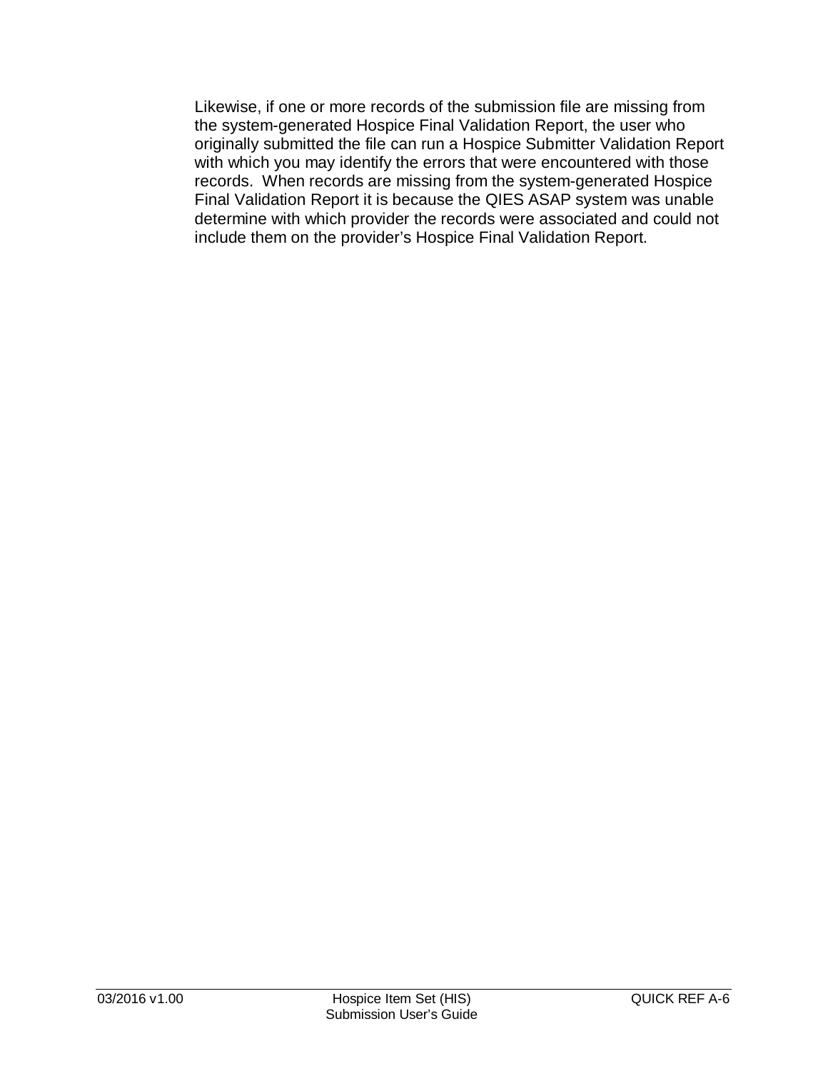Likewise, if one or more records of the submission file are missing from the system-generated Hospice Final Validation Report, the user who originally submitted the file can run a Hospice Submitter Validation Report with which you may identify the errors that were encountered with those records. When records are missing from the system-generated Hospice Final Validation Report it is because the QIES ASAP system was unable determine with which provider the records were associated and could not include them on the provider's Hospice Final Validation Report.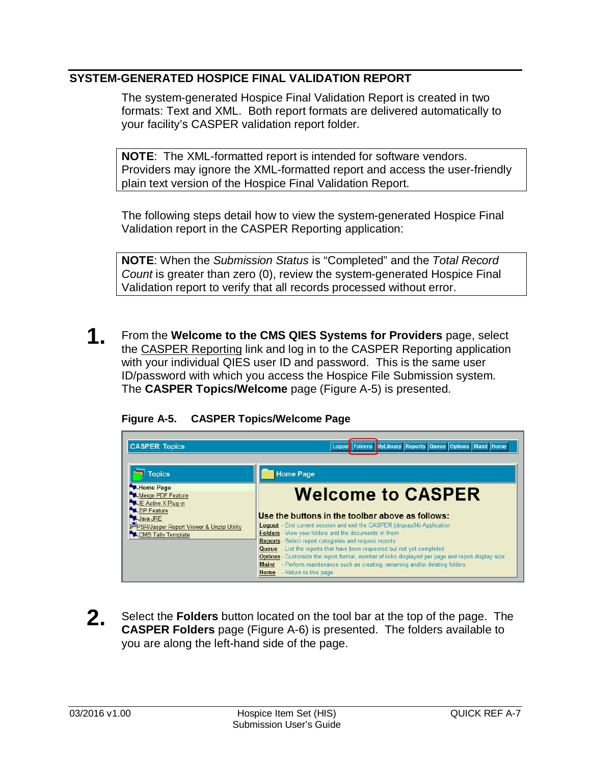## SYSTEM-GENERATED HOSPICE FINAL VALIDATION REPORT

The system-generated Hospice Final Validation Report is created in two formats: Text and XML. Both report formats are delivered automatically to your facility's CASPER validation report folder.

> **NOTE**: The XML-formatted report is intended for software vendors. Providers may ignore the XML-formatted report and access the user-friendly plain text version of the Hospice Final Validation Report.

The following steps detail how to view the system-generated Hospice Final Validation report in the CASPER Reporting application:

> **NOTE**: When the *Submission Status* is "Completed" and the *Total Record Count* is greater than zero (0), review the system-generated Hospice Final Validation report to verify that all records processed without error.

**1.** From the **Welcome to the CMS QIES Systems for Providers** page, select the CASPER Reporting link and log in to the CASPER Reporting application with your individual QIES user ID and password. This is the same user ID/password with which you access the Hospice File Submission system. The **CASPER Topics/Welcome** page (Figure A-5) is presented.

**Figure A-5. CASPER Topics/Welcome Page**

**2.** Select the **Folders** button located on the tool bar at the top of the page. The **CASPER Folders** page (Figure A-6) is presented. The folders available to you are along the left-hand side of the page.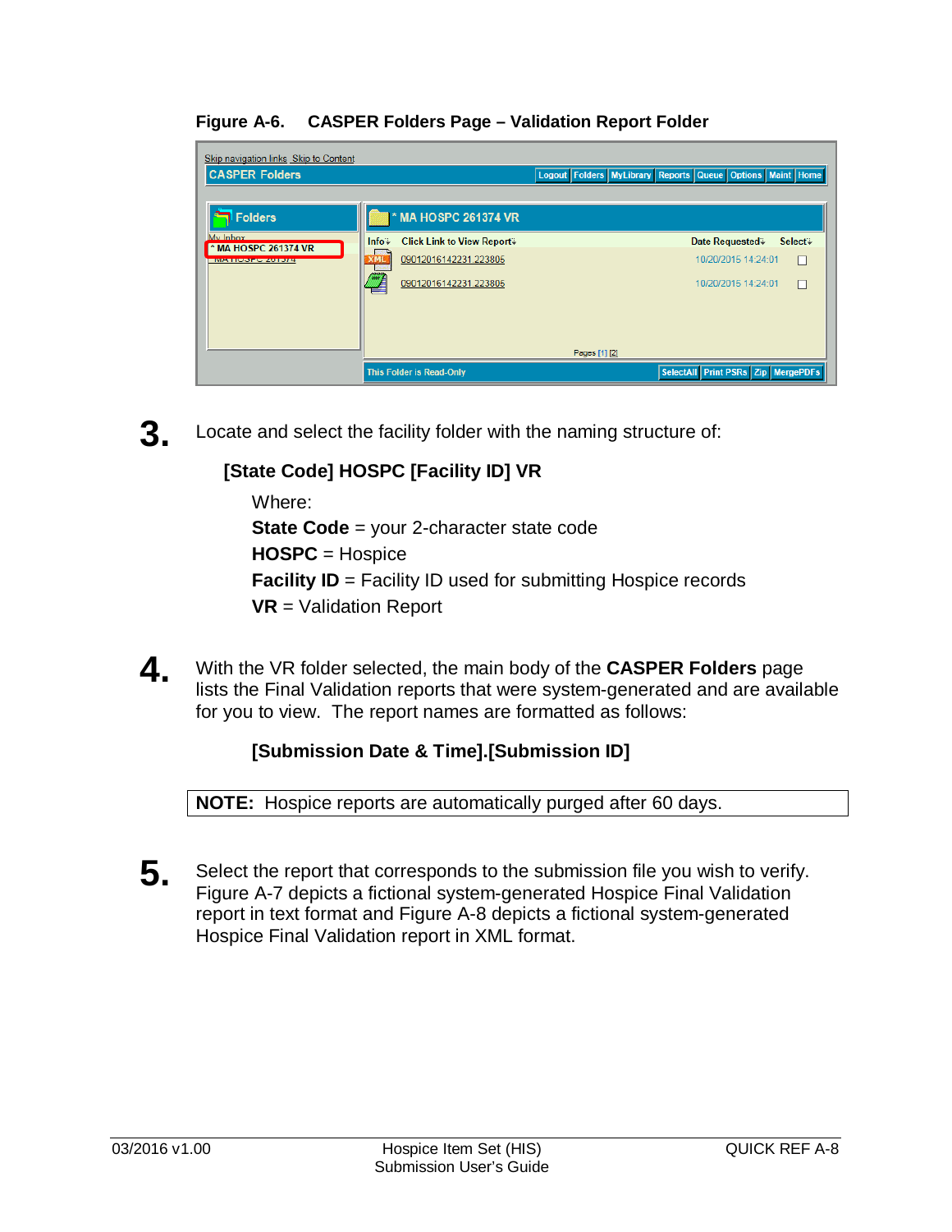**Figure A-6. CASPER Folders Page – Validation Report Folder**

3. Locate and select the facility folder with the naming structure of:

   **[State Code] HOSPC [Facility ID] VR**

   Where:
   **State Code** = your 2-character state code
   **HOSPC** = Hospice
   **Facility ID** = Facility ID used for submitting Hospice records
   **VR** = Validation Report

4. With the VR folder selected, the main body of the **CASPER Folders** page lists the Final Validation reports that were system-generated and are available for you to view. The report names are formatted as follows:

   **[Submission Date & Time].[Submission ID]**

| **NOTE:** Hospice reports are automatically purged after 60 days. |
|---|

5. Select the report that corresponds to the submission file you wish to verify. Figure A-7 depicts a fictional system-generated Hospice Final Validation report in text format and Figure A-8 depicts a fictional system-generated Hospice Final Validation report in XML format.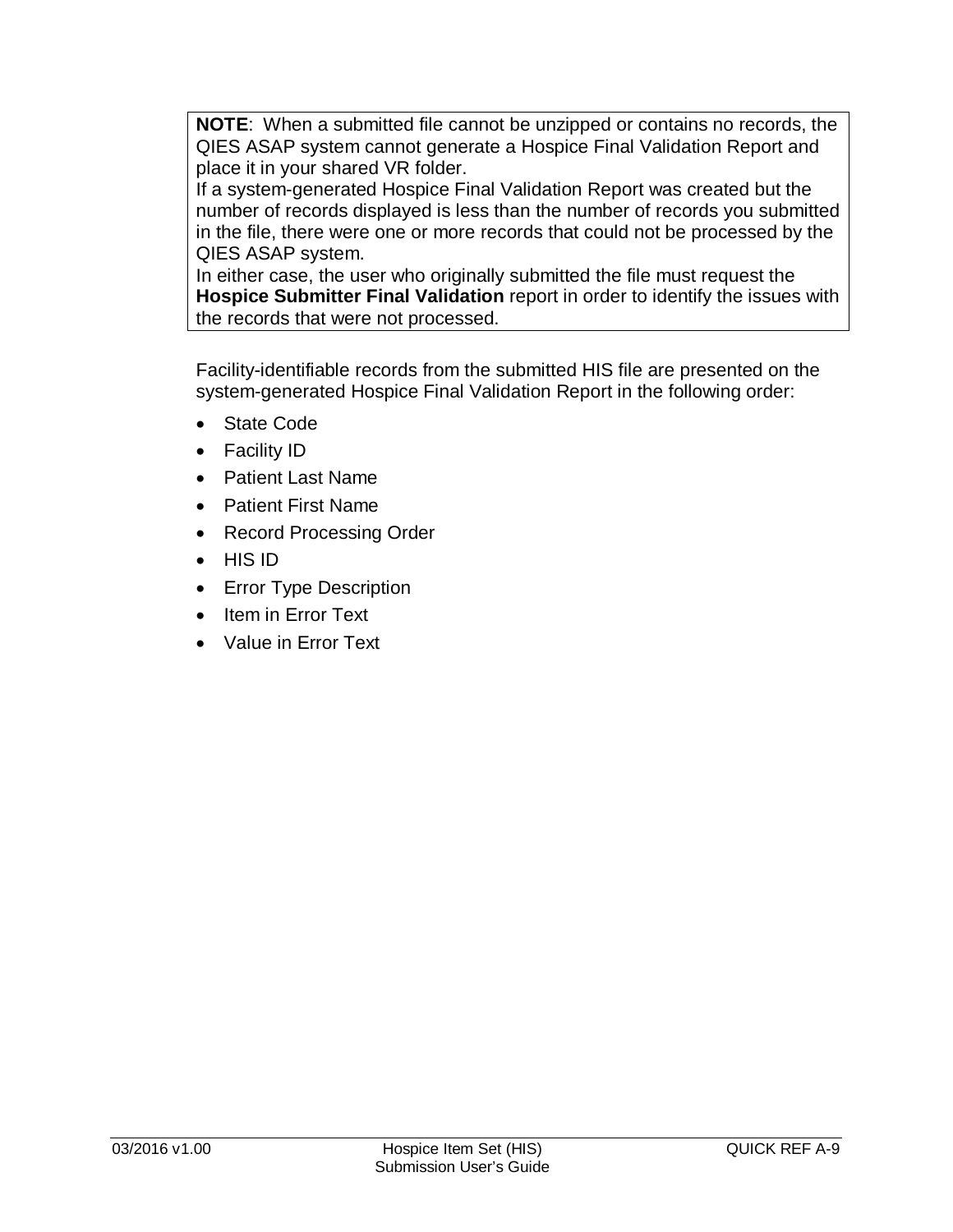> **NOTE**: When a submitted file cannot be unzipped or contains no records, the QIES ASAP system cannot generate a Hospice Final Validation Report and place it in your shared VR folder.
> If a system-generated Hospice Final Validation Report was created but the number of records displayed is less than the number of records you submitted in the file, there were one or more records that could not be processed by the QIES ASAP system.
> In either case, the user who originally submitted the file must request the **Hospice Submitter Final Validation** report in order to identify the issues with the records that were not processed.

Facility-identifiable records from the submitted HIS file are presented on the system-generated Hospice Final Validation Report in the following order:

- State Code
- Facility ID
- Patient Last Name
- Patient First Name
- Record Processing Order
- HIS ID
- Error Type Description
- Item in Error Text
- Value in Error Text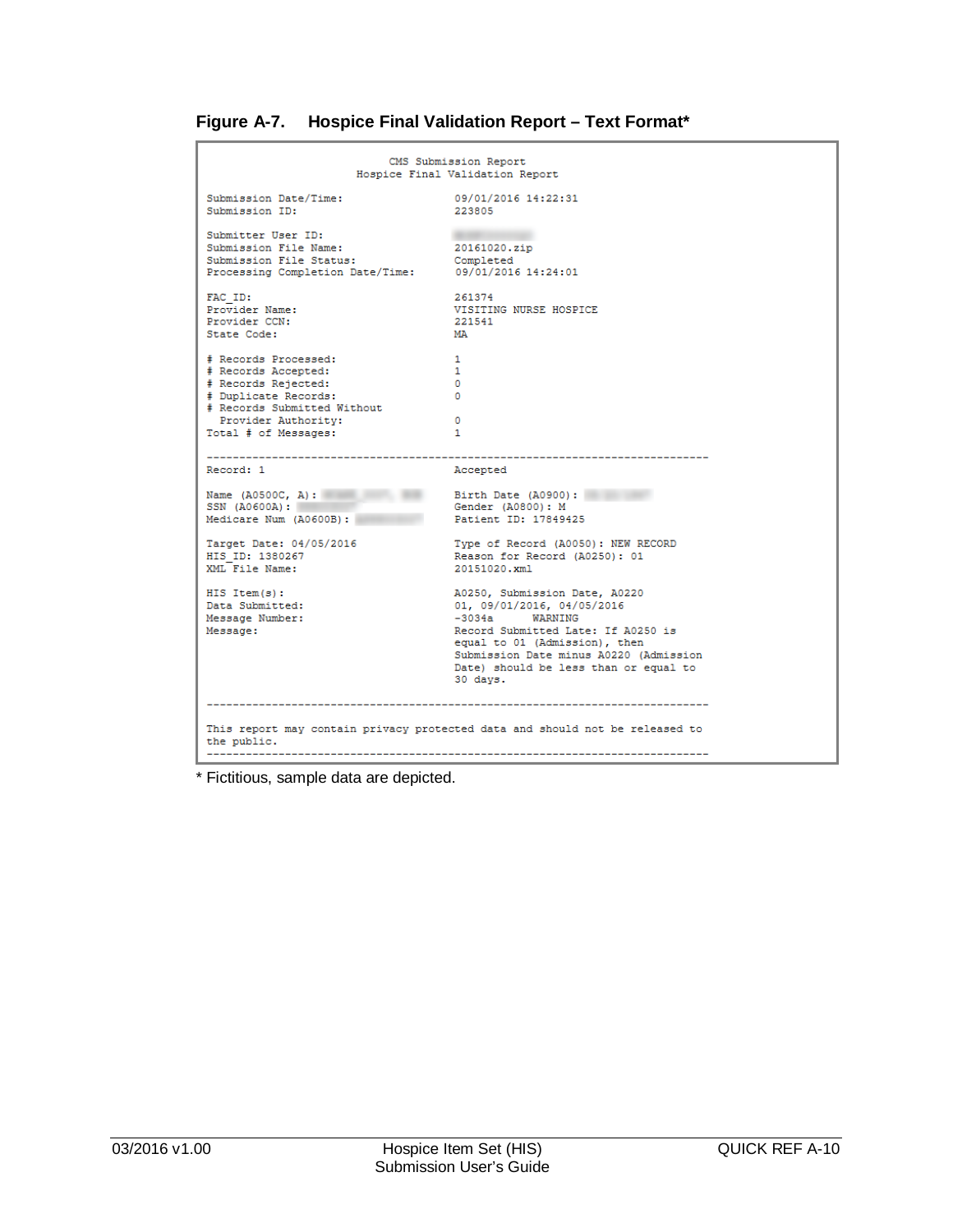### Figure A-7. Hospice Final Validation Report – Text Format*

```
                          CMS Submission Report
                     Hospice Final Validation Report

Submission Date/Time:                  09/01/2016 14:22:31
Submission ID:                         223805

Submitter User ID:
Submission File Name:                  20161020.zip
Submission File Status:                Completed
Processing Completion Date/Time:       09/01/2016 14:24:01

FAC_ID:                                261374
Provider Name:                         VISITING NURSE HOSPICE
Provider CCN:                          221541
State Code:                            MA

# Records Processed:                   1
# Records Accepted:                    1
# Records Rejected:                    0
# Duplicate Records:                   0
# Records Submitted Without
  Provider Authority:                  0
Total # of Messages:                   1

------------------------------------------------------------------------------
Record: 1                              Accepted

Name (A0500C, A):                      Birth Date (A0900):
SSN (A0600A):                          Gender (A0800): M
Medicare Num (A0600B):                 Patient ID: 17849425

Target Date: 04/05/2016                Type of Record (A0050): NEW RECORD
HIS_ID: 1380267                        Reason for Record (A0250): 01
XML File Name:                         20151020.xml

HIS Item(s):                           A0250, Submission Date, A0220
Data Submitted:                        01, 09/01/2016, 04/05/2016
Message Number:                        -3034a      WARNING
Message:                               Record Submitted Late: If A0250 is
                                       equal to 01 (Admission), then
                                       Submission Date minus A0220 (Admission
                                       Date) should be less than or equal to
                                       30 days.

------------------------------------------------------------------------------

This report may contain privacy protected data and should not be released to
the public.
------------------------------------------------------------------------------
```

* Fictitious, sample data are depicted.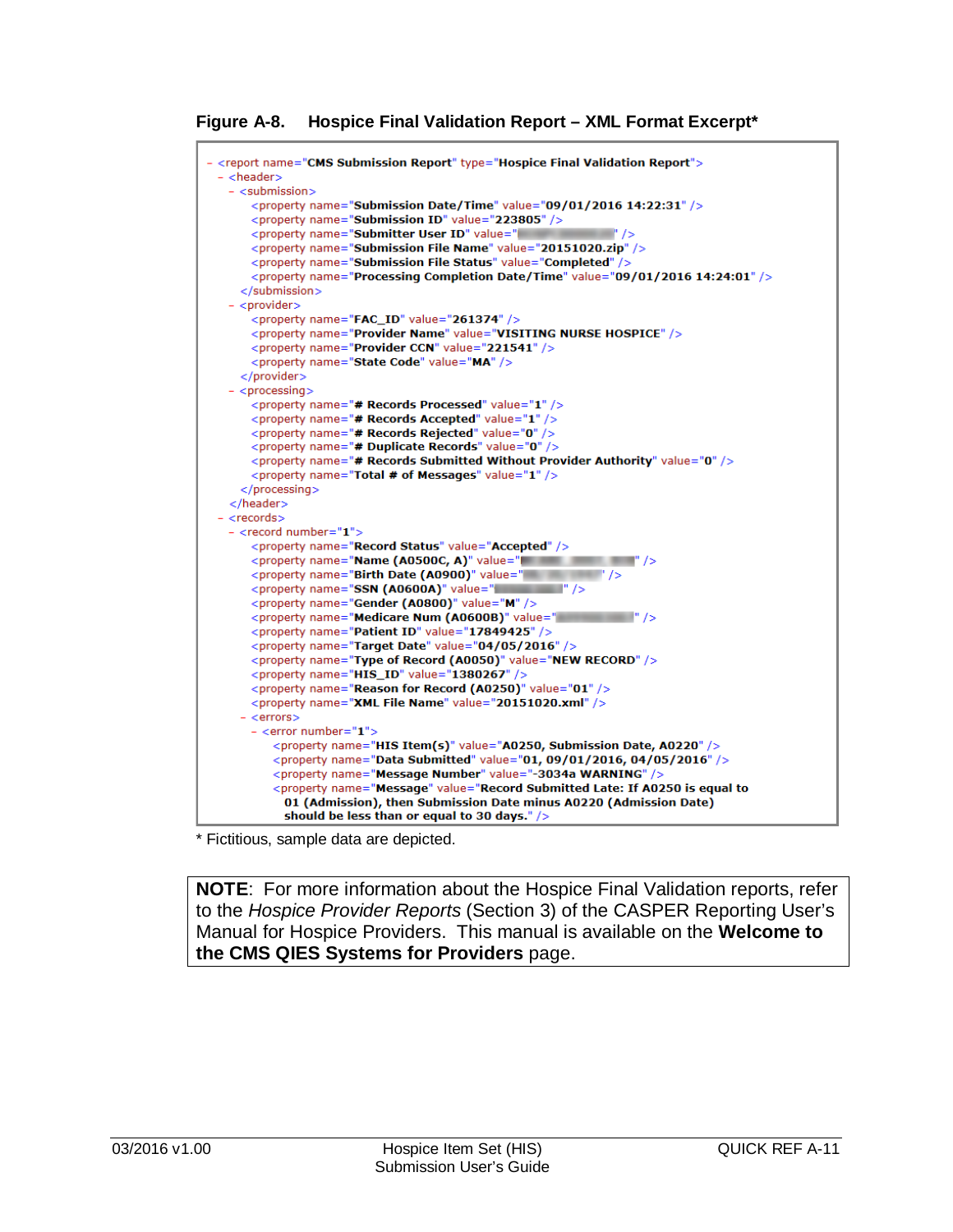**Figure A-8. Hospice Final Validation Report – XML Format Excerpt***

```
- <report name="CMS Submission Report" type="Hospice Final Validation Report">
  - <header>
    - <submission>
        <property name="Submission Date/Time" value="09/01/2016 14:22:31" />
        <property name="Submission ID" value="223805" />
        <property name="Submitter User ID" value="" />
        <property name="Submission File Name" value="20151020.zip" />
        <property name="Submission File Status" value="Completed" />
        <property name="Processing Completion Date/Time" value="09/01/2016 14:24:01" />
      </submission>
    - <provider>
        <property name="FAC_ID" value="261374" />
        <property name="Provider Name" value="VISITING NURSE HOSPICE" />
        <property name="Provider CCN" value="221541" />
        <property name="State Code" value="MA" />
      </provider>
    - <processing>
        <property name="# Records Processed" value="1" />
        <property name="# Records Accepted" value="1" />
        <property name="# Records Rejected" value="0" />
        <property name="# Duplicate Records" value="0" />
        <property name="# Records Submitted Without Provider Authority" value="0" />
        <property name="Total # of Messages" value="1" />
      </processing>
    </header>
  - <records>
    - <record number="1">
        <property name="Record Status" value="Accepted" />
        <property name="Name (A0500C, A)" value="" />
        <property name="Birth Date (A0900)" value="" />
        <property name="SSN (A0600A)" value="" />
        <property name="Gender (A0800)" value="M" />
        <property name="Medicare Num (A0600B)" value="" />
        <property name="Patient ID" value="17849425" />
        <property name="Target Date" value="04/05/2016" />
        <property name="Type of Record (A0050)" value="NEW RECORD" />
        <property name="HIS_ID" value="1380267" />
        <property name="Reason for Record (A0250)" value="01" />
        <property name="XML File Name" value="20151020.xml" />
      - <errors>
        - <error number="1">
            <property name="HIS Item(s)" value="A0250, Submission Date, A0220" />
            <property name="Data Submitted" value="01, 09/01/2016, 04/05/2016" />
            <property name="Message Number" value="-3034a WARNING" />
            <property name="Message" value="Record Submitted Late: If A0250 is equal to
              01 (Admission), then Submission Date minus A0220 (Admission Date)
              should be less than or equal to 30 days." />
```

* Fictitious, sample data are depicted.

> **NOTE**: For more information about the Hospice Final Validation reports, refer to the *Hospice Provider Reports* (Section 3) of the CASPER Reporting User's Manual for Hospice Providers. This manual is available on the **Welcome to the CMS QIES Systems for Providers** page.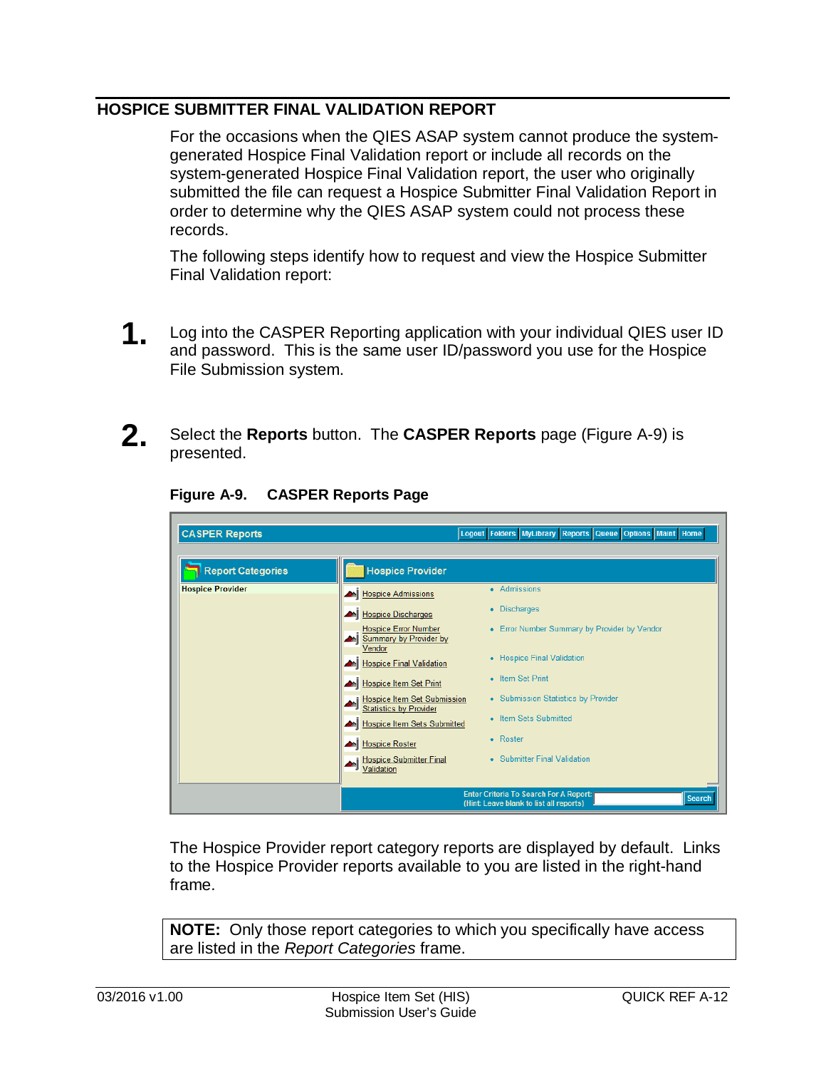## HOSPICE SUBMITTER FINAL VALIDATION REPORT

For the occasions when the QIES ASAP system cannot produce the system-generated Hospice Final Validation report or include all records on the system-generated Hospice Final Validation report, the user who originally submitted the file can request a Hospice Submitter Final Validation Report in order to determine why the QIES ASAP system could not process these records.

The following steps identify how to request and view the Hospice Submitter Final Validation report:

**1.** Log into the CASPER Reporting application with your individual QIES user ID and password. This is the same user ID/password you use for the Hospice File Submission system.

**2.** Select the **Reports** button. The **CASPER Reports** page (Figure A-9) is presented.

**Figure A-9. CASPER Reports Page**

The Hospice Provider report category reports are displayed by default. Links to the Hospice Provider reports available to you are listed in the right-hand frame.

> **NOTE:** Only those report categories to which you specifically have access are listed in the *Report Categories* frame.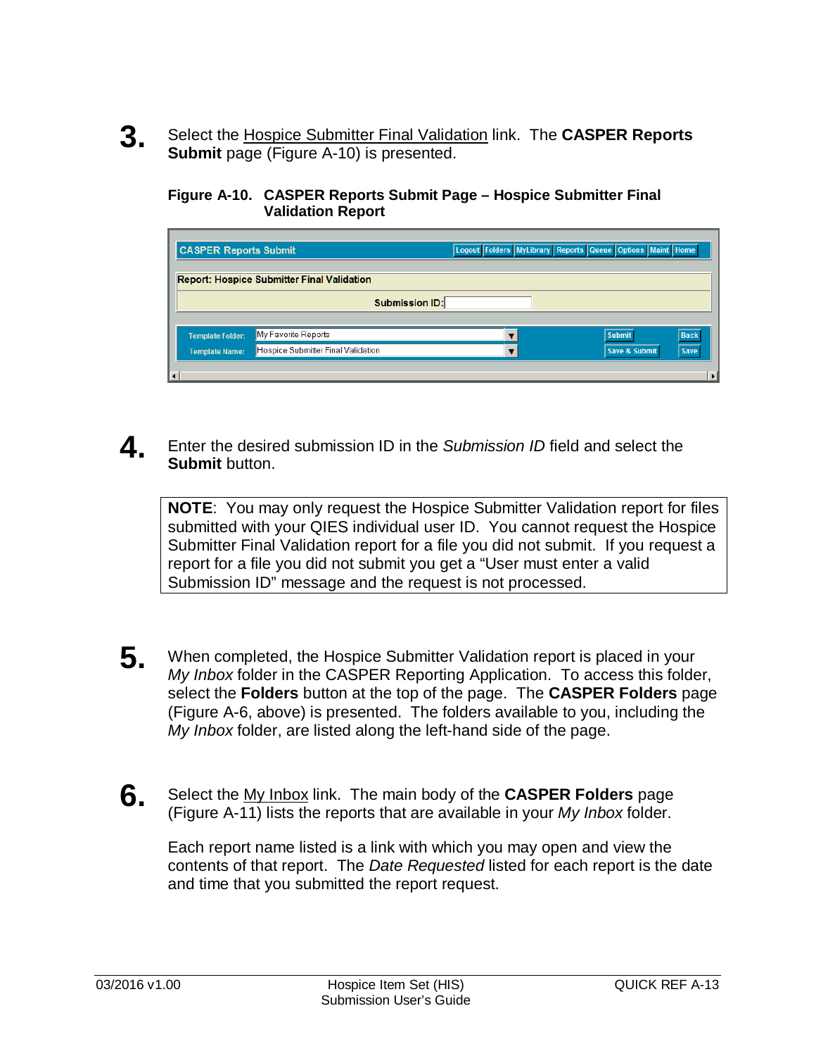3. Select the Hospice Submitter Final Validation link. The **CASPER Reports Submit** page (Figure A-10) is presented.

**Figure A-10. CASPER Reports Submit Page – Hospice Submitter Final Validation Report**

4. Enter the desired submission ID in the *Submission ID* field and select the **Submit** button.

> **NOTE**: You may only request the Hospice Submitter Validation report for files submitted with your QIES individual user ID. You cannot request the Hospice Submitter Final Validation report for a file you did not submit. If you request a report for a file you did not submit you get a "User must enter a valid Submission ID" message and the request is not processed.

5. When completed, the Hospice Submitter Validation report is placed in your *My Inbox* folder in the CASPER Reporting Application. To access this folder, select the **Folders** button at the top of the page. The **CASPER Folders** page (Figure A-6, above) is presented. The folders available to you, including the *My Inbox* folder, are listed along the left-hand side of the page.

6. Select the My Inbox link. The main body of the **CASPER Folders** page (Figure A-11) lists the reports that are available in your *My Inbox* folder.

   Each report name listed is a link with which you may open and view the contents of that report. The *Date Requested* listed for each report is the date and time that you submitted the report request.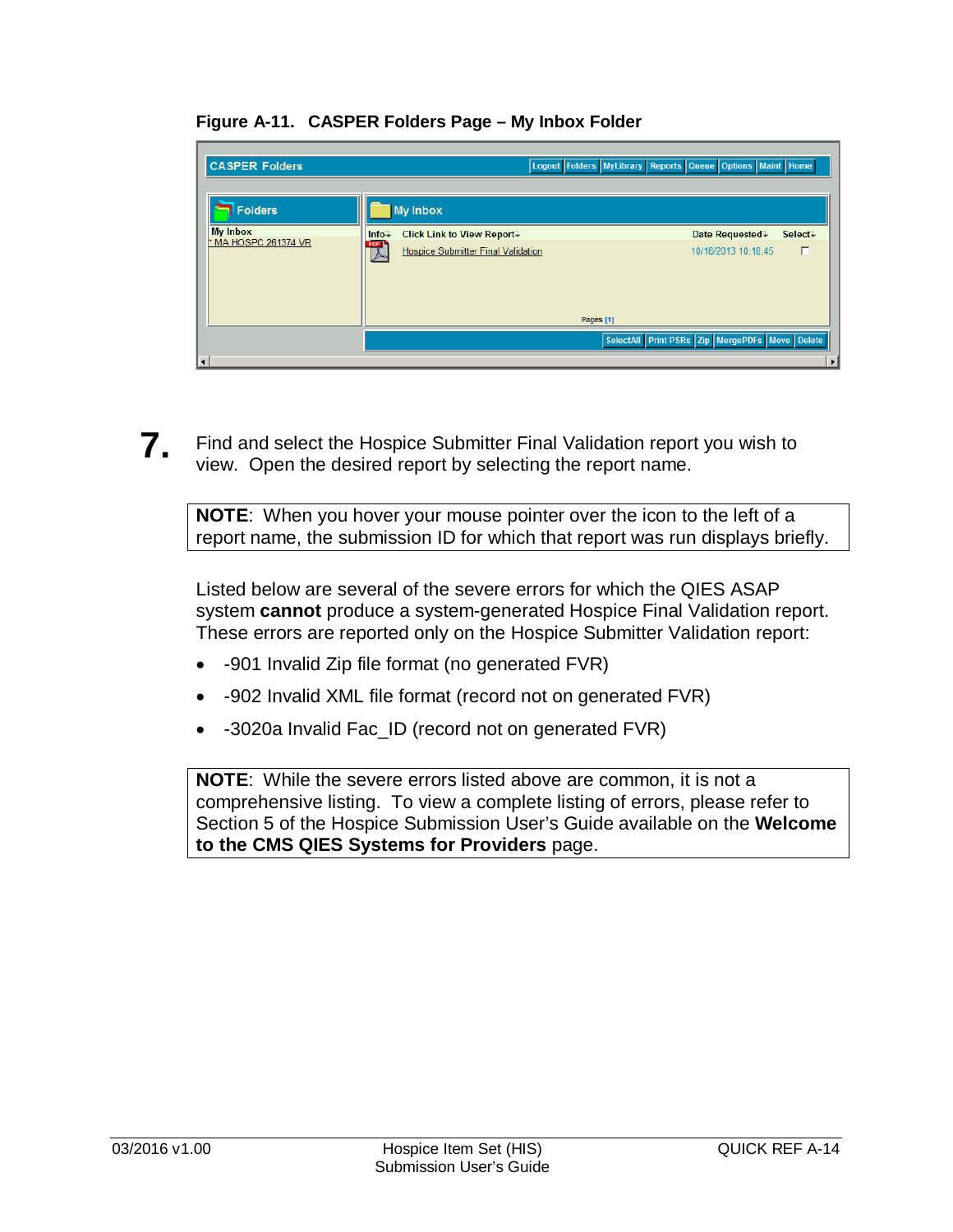**Figure A-11. CASPER Folders Page – My Inbox Folder**

**7.** Find and select the Hospice Submitter Final Validation report you wish to view. Open the desired report by selecting the report name.

> **NOTE**: When you hover your mouse pointer over the icon to the left of a report name, the submission ID for which that report was run displays briefly.

Listed below are several of the severe errors for which the QIES ASAP system **cannot** produce a system-generated Hospice Final Validation report. These errors are reported only on the Hospice Submitter Validation report:

- -901 Invalid Zip file format (no generated FVR)
- -902 Invalid XML file format (record not on generated FVR)
- -3020a Invalid Fac_ID (record not on generated FVR)

> **NOTE**: While the severe errors listed above are common, it is not a comprehensive listing. To view a complete listing of errors, please refer to Section 5 of the Hospice Submission User's Guide available on the **Welcome to the CMS QIES Systems for Providers** page.